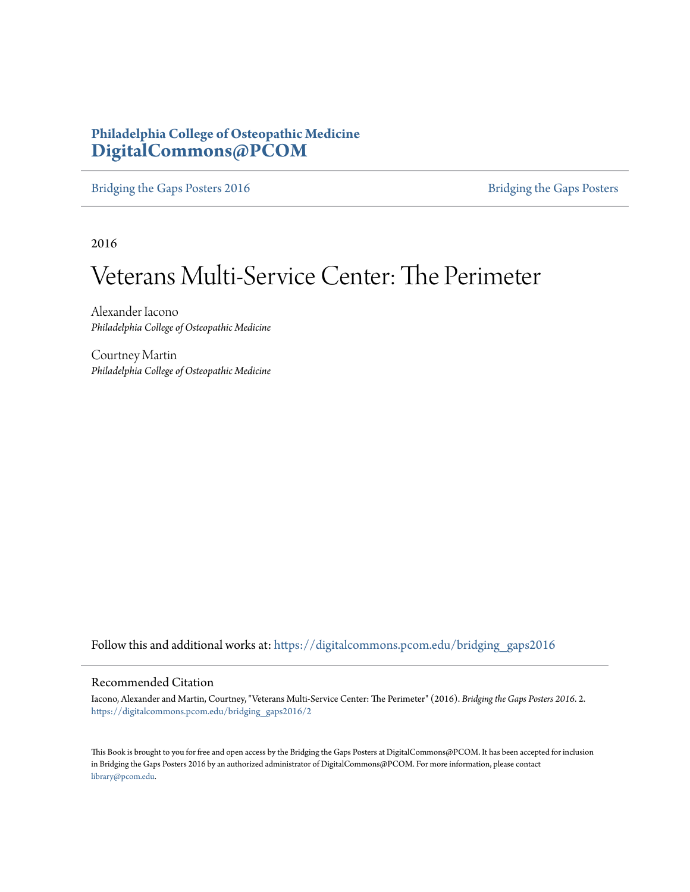**Philadelphia College of Osteopathic Medicine**
**DigitalCommons@PCOM**

Bridging the Gaps Posters 2016 | Bridging the Gaps Posters

2016

# Veterans Multi-Service Center: The Perimeter

Alexander Iacono
*Philadelphia College of Osteopathic Medicine*

Courtney Martin
*Philadelphia College of Osteopathic Medicine*

Follow this and additional works at: https://digitalcommons.pcom.edu/bridging_gaps2016

## Recommended Citation

Iacono, Alexander and Martin, Courtney, "Veterans Multi-Service Center: The Perimeter" (2016). *Bridging the Gaps Posters 2016*. 2.
https://digitalcommons.pcom.edu/bridging_gaps2016/2

This Book is brought to you for free and open access by the Bridging the Gaps Posters at DigitalCommons@PCOM. It has been accepted for inclusion in Bridging the Gaps Posters 2016 by an authorized administrator of DigitalCommons@PCOM. For more information, please contact library@pcom.edu.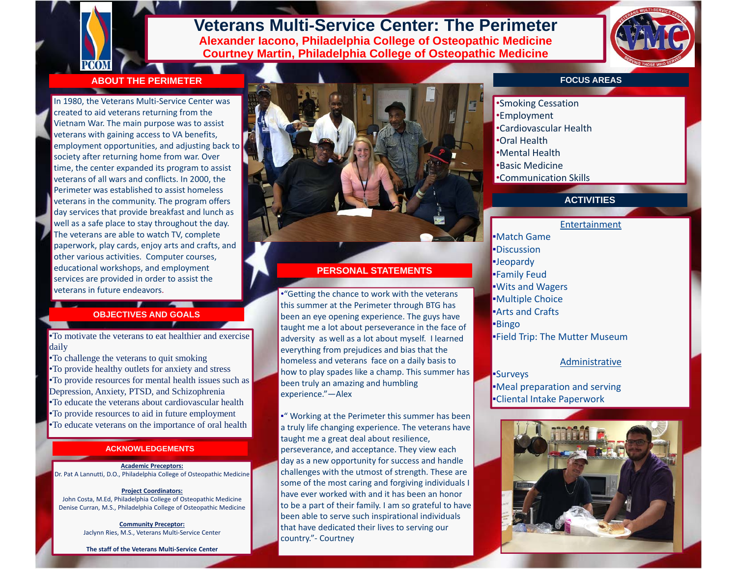# Veterans Multi-Service Center: The Perimeter

**Alexander Iacono, Philadelphia College of Osteopathic Medicine**
**Courtney Martin, Philadelphia College of Osteopathic Medicine**

## ABOUT THE PERIMETER

In 1980, the Veterans Multi-Service Center was created to aid veterans returning from the Vietnam War. The main purpose was to assist veterans with gaining access to VA benefits, employment opportunities, and adjusting back to society after returning home from war. Over time, the center expanded its program to assist veterans of all wars and conflicts. In 2000, the Perimeter was established to assist homeless veterans in the community. The program offers day services that provide breakfast and lunch as well as a safe place to stay throughout the day. The veterans are able to watch TV, complete paperwork, play cards, enjoy arts and crafts, and other various activities. Computer courses, educational workshops, and employment services are provided in order to assist the veterans in future endeavors.

## OBJECTIVES AND GOALS

- To motivate the veterans to eat healthier and exercise daily
- To challenge the veterans to quit smoking
- To provide healthy outlets for anxiety and stress
- To provide resources for mental health issues such as Depression, Anxiety, PTSD, and Schizophrenia
- To educate the veterans about cardiovascular health
- To provide resources to aid in future employment
- To educate veterans on the importance of oral health

## ACKNOWLEDGEMENTS

**Academic Preceptors:**
Dr. Pat A Lannutti, D.O., Philadelphia College of Osteopathic Medicine

**Project Coordinators:**
John Costa, M.Ed, Philadelphia College of Osteopathic Medicine
Denise Curran, M.S., Philadelphia College of Osteopathic Medicine

**Community Preceptor:**
Jaclynn Ries, M.S., Veterans Multi-Service Center

**The staff of the Veterans Multi-Service Center**

## PERSONAL STATEMENTS

- "Getting the chance to work with the veterans this summer at the Perimeter through BTG has been an eye opening experience. The guys have taught me a lot about perseverance in the face of adversity as well as a lot about myself. I learned everything from prejudices and bias that the homeless and veterans face on a daily basis to how to play spades like a champ. This summer has been truly an amazing and humbling experience."—Alex

- " Working at the Perimeter this summer has been a truly life changing experience. The veterans have taught me a great deal about resilience, perseverance, and acceptance. They view each day as a new opportunity for success and handle challenges with the utmost of strength. These are some of the most caring and forgiving individuals I have ever worked with and it has been an honor to be a part of their family. I am so grateful to have been able to serve such inspirational individuals that have dedicated their lives to serving our country."- Courtney

## FOCUS AREAS

- Smoking Cessation
- Employment
- Cardiovascular Health
- Oral Health
- Mental Health
- Basic Medicine
- Communication Skills

## ACTIVITIES

Entertainment

- Match Game
- Discussion
- Jeopardy
- Family Feud
- Wits and Wagers
- Multiple Choice
- Arts and Crafts
- Bingo
- Field Trip: The Mutter Museum

Administrative

- Surveys
- Meal preparation and serving
- Cliental Intake Paperwork